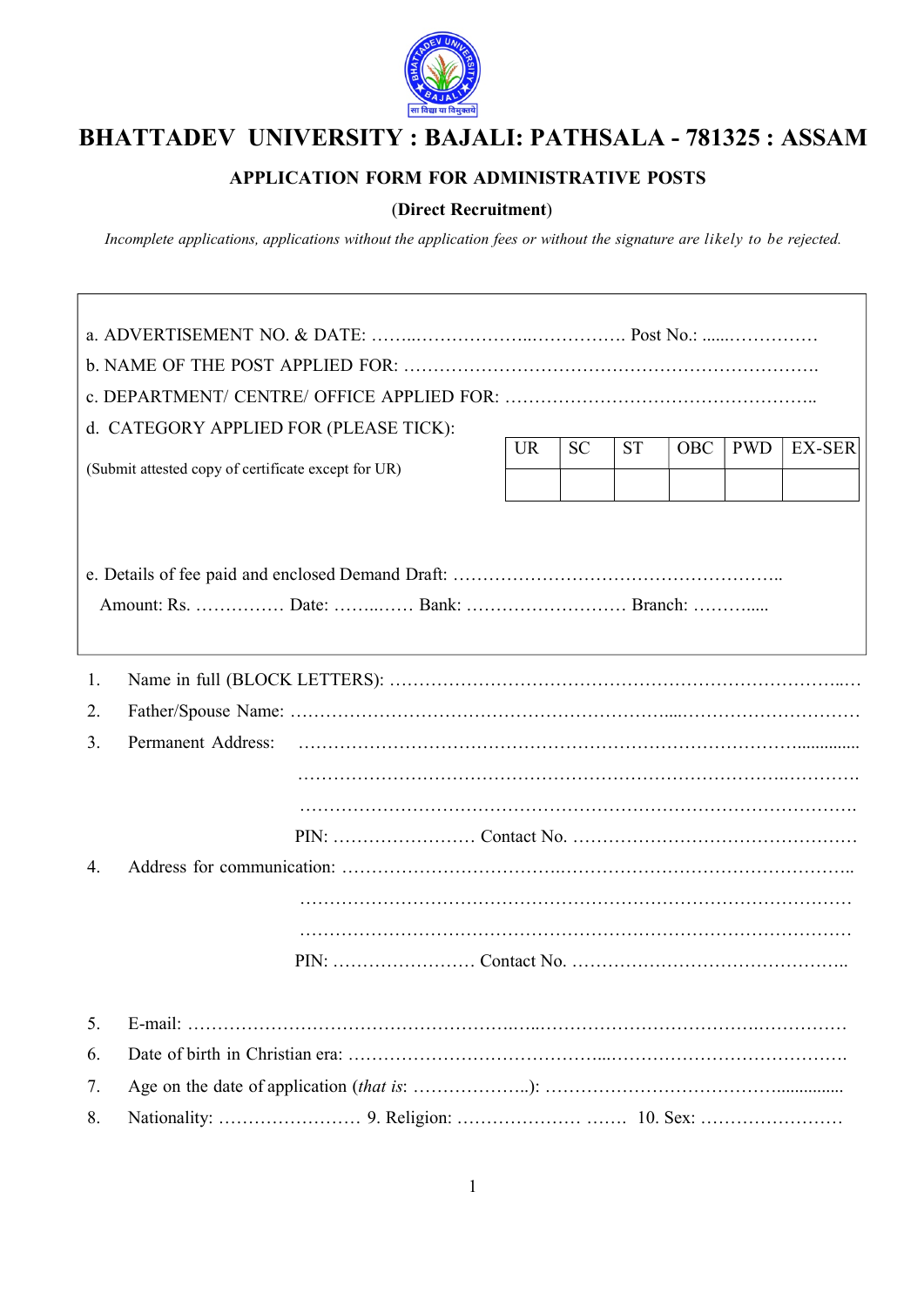# BHATTADEV UNIVERSITY : BAJALI: PATHSALA - 781325 : ASSAM

## APPLICATION FORM FOR ADMINISTRATIVE POSTS

**(Direct Recruitment)**

*Incomplete applications, applications without the application fees or without the signature are likely to be rejected.*

a. ADVERTISEMENT NO. & DATE: ……..………………..……………. Post No.: ......……………

b. NAME OF THE POST APPLIED FOR: ………………………………………………………….

c. DEPARTMENT/ CENTRE/ OFFICE APPLIED FOR: ……………………………………………..

d. CATEGORY APPLIED FOR (PLEASE TICK):

(Submit attested copy of certificate except for UR)

| UR | SC | ST | OBC | PWD | EX-SER |
|---|---|---|---|---|---|
| | | | | | |

e. Details of fee paid and enclosed Demand Draft: ………………………………………………..

Amount: Rs. …………… Date: ……..…… Bank: ……………………… Branch: ………....

1. Name in full (BLOCK LETTERS): …………………………………………………………………..…
2. Father/Spouse Name: ………………………………………………………....…………………………
3. Permanent Address: ……………………………………………………………………………..............

   ………………………………………………………………………………..………….

   ……………………………………………………………………………….………….

   PIN: …………………… Contact No. …………………………………………
4. Address for communication: ……………………………..………………………………………..

   ………………………………………………………………………………………

   ………………………….………………………………………….……………………

   PIN: …………………… Contact No. ………………………………………..
5. E-mail: ………………………………………….…..……………………………….……………
6. Date of birth in Christian era: …………………………………...………………………………….
7. Age on the date of application (*that is*: ………………..): ………………………………….............
8. Nationality: …………………… 9. Religion: ………………… ….… 10. Sex: ……………………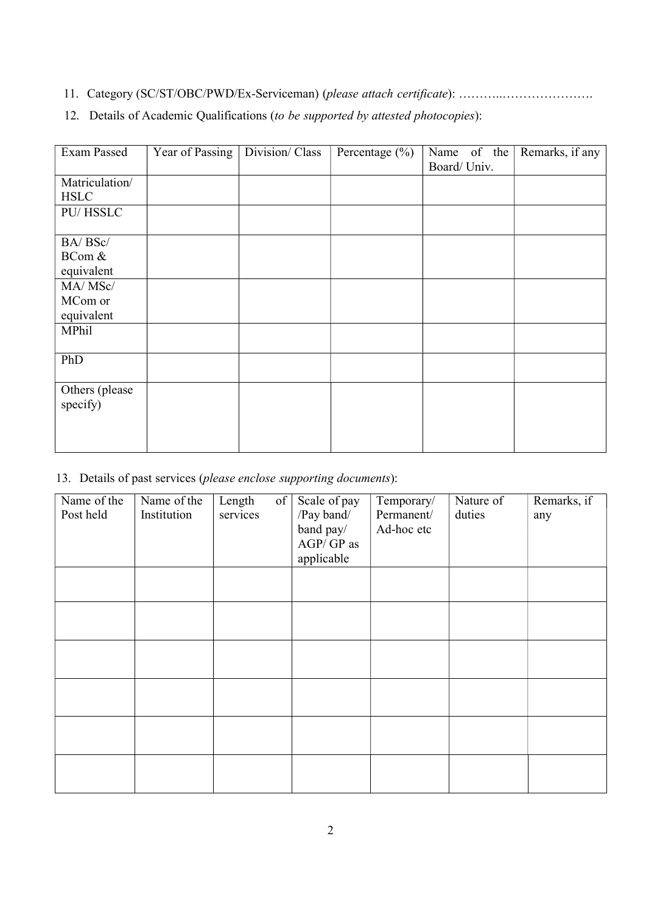11. Category (SC/ST/OBC/PWD/Ex-Serviceman) (*please attach certificate*): ………..………………….
12. Details of Academic Qualifications (*to be supported by attested photocopies*):

| Exam Passed | Year of Passing | Division/ Class | Percentage (%) | Name of the Board/ Univ. | Remarks, if any |
|---|---|---|---|---|---|
| Matriculation/ HSLC | | | | | |
| PU/ HSSLC | | | | | |
| BA/ BSc/ BCom & equivalent | | | | | |
| MA/ MSc/ MCom or equivalent | | | | | |
| MPhil | | | | | |
| PhD | | | | | |
| Others (please specify) | | | | | |

13. Details of past services (*please enclose supporting documents*):

| Name of the Post held | Name of the Institution | Length of services | Scale of pay /Pay band/ band pay/ AGP/ GP as applicable | Temporary/ Permanent/ Ad-hoc etc | Nature of duties | Remarks, if any |
|---|---|---|---|---|---|---|
| | | | | | | |
| | | | | | | |
| | | | | | | |
| | | | | | | |
| | | | | | | |
| | | | | | | |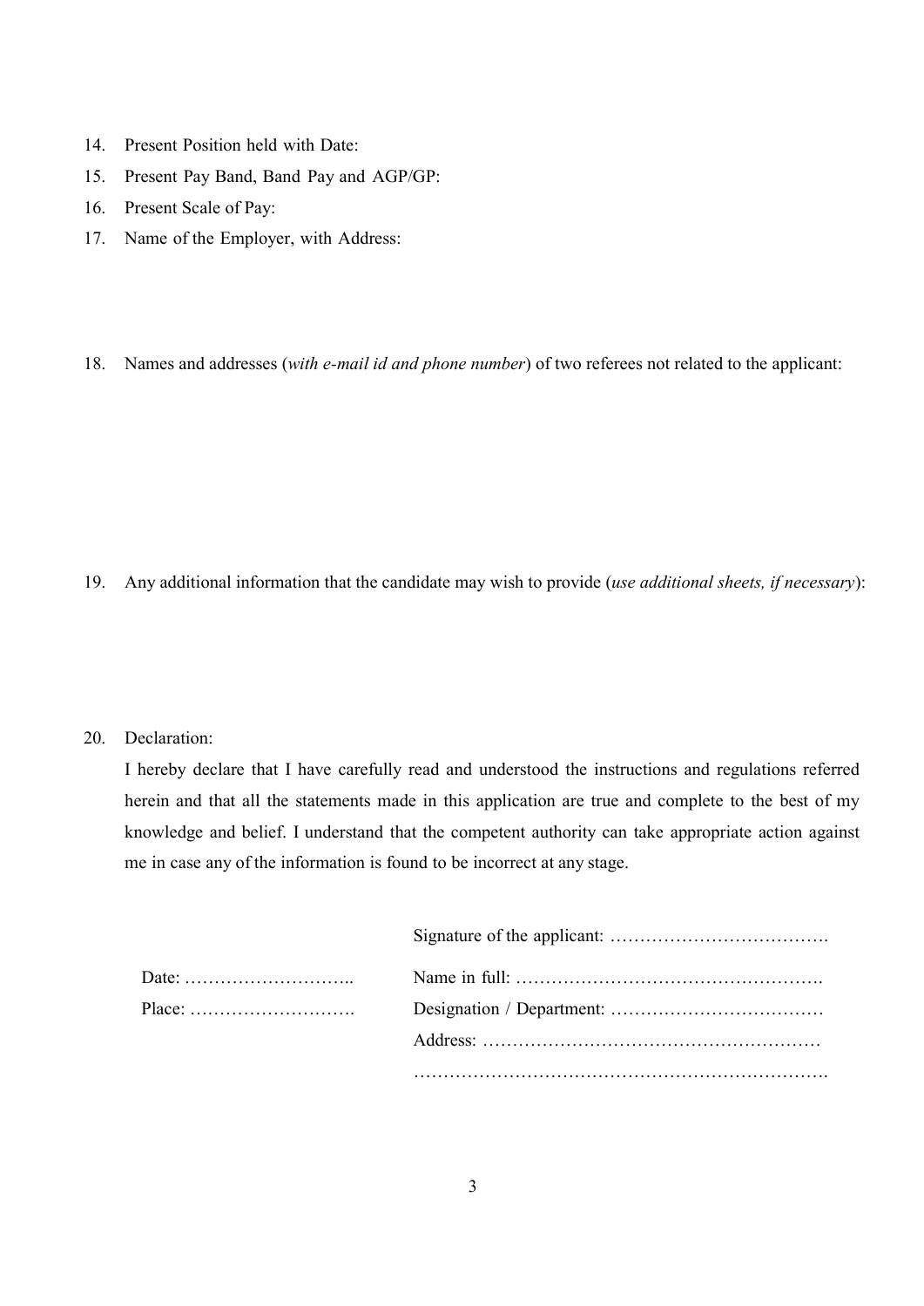14. Present Position held with Date:
15. Present Pay Band, Band Pay and AGP/GP:
16. Present Scale of Pay:
17. Name of the Employer, with Address:

18. Names and addresses (*with e-mail id and phone number*) of two referees not related to the applicant:

19. Any additional information that the candidate may wish to provide (*use additional sheets, if necessary*):

20. Declaration:

    I hereby declare that I have carefully read and understood the instructions and regulations referred herein and that all the statements made in this application are true and complete to the best of my knowledge and belief. I understand that the competent authority can take appropriate action against me in case any of the information is found to be incorrect at any stage.

Signature of the applicant: ……………………………….

Date: ………………………..

Place: ……………………….

Name in full: …………………………………………….

Designation / Department: ………………………………

Address: …………………………………………………

……………………………………………………………….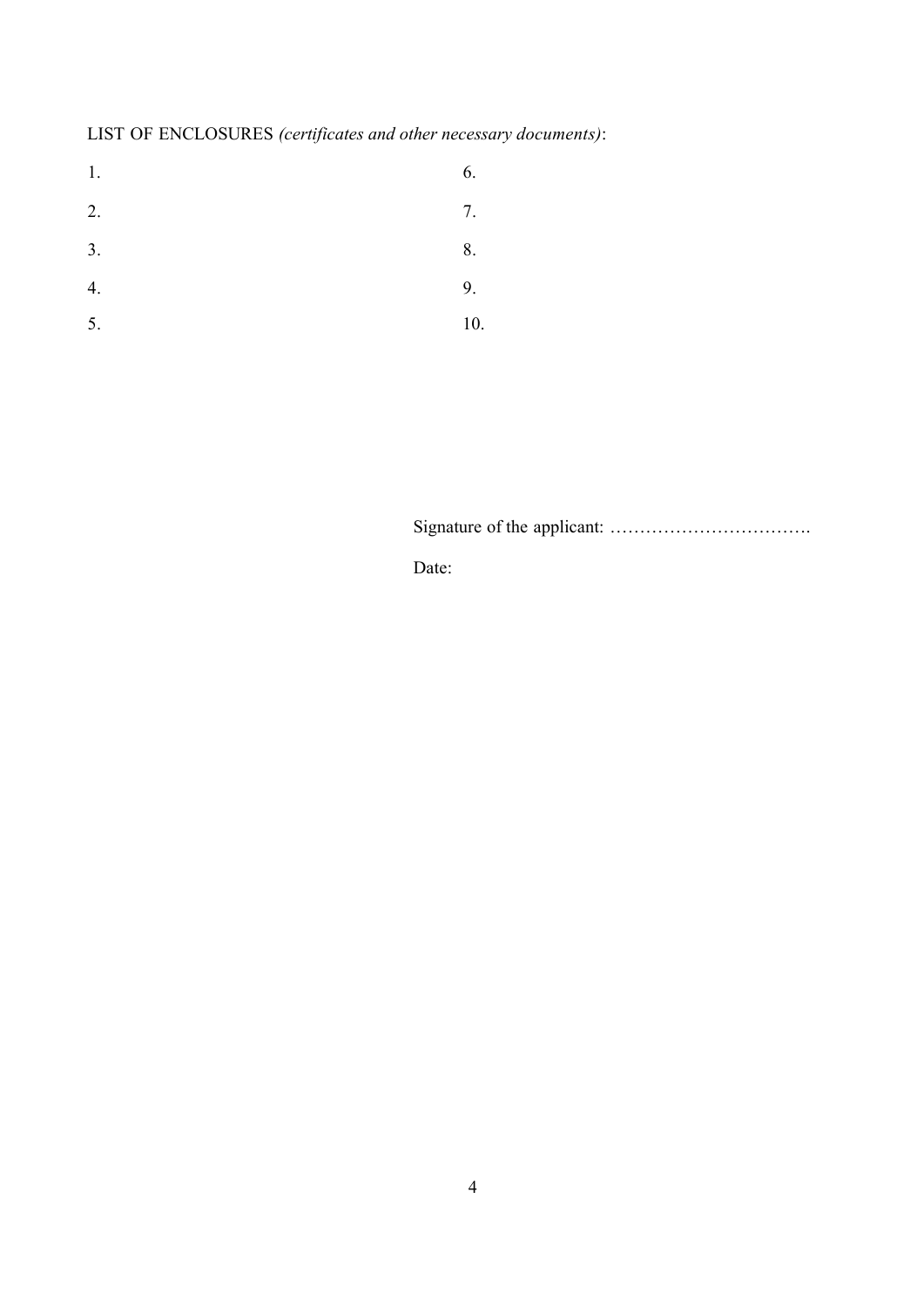LIST OF ENCLOSURES *(certificates and other necessary documents)*:

1.
2.
3.
4.
5.
6.
7.
8.
9.
10.

Signature of the applicant: …………………………….

Date: